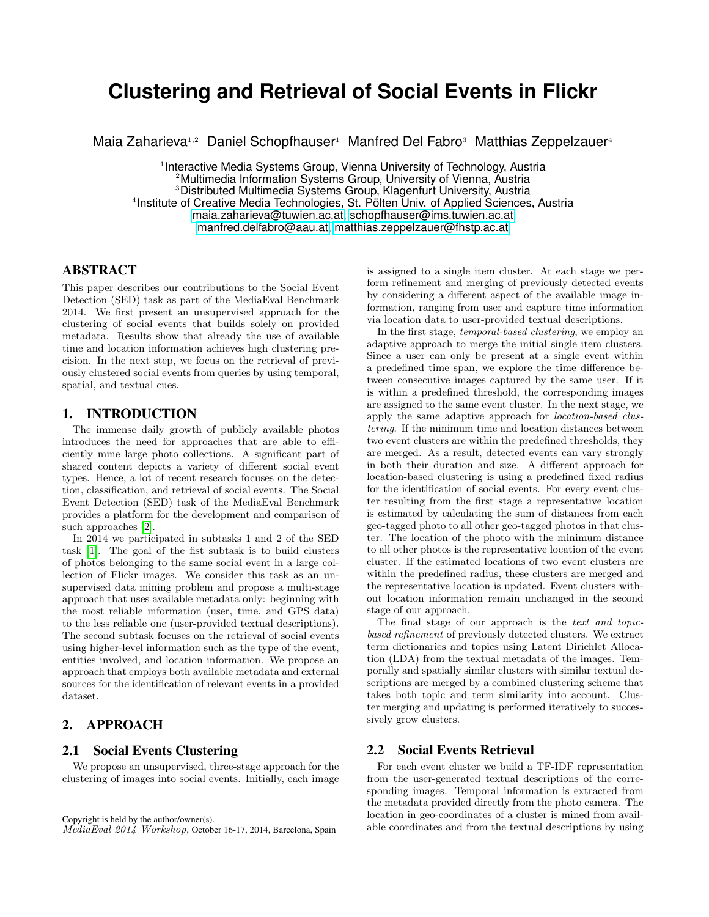# Clustering and Retrieval of Social Events in Flickr

Maia Zaharieva[1,2] Daniel Schopfhauser[1] Manfred Del Fabro[3] Matthias Zeppelzauer[4]

[1]Interactive Media Systems Group, Vienna University of Technology, Austria
[2]Multimedia Information Systems Group, University of Vienna, Austria
[3]Distributed Multimedia Systems Group, Klagenfurt University, Austria
[4]Institute of Creative Media Technologies, St. Pölten Univ. of Applied Sciences, Austria
maia.zaharieva@tuwien.ac.at, schopfhauser@ims.tuwien.ac.at
manfred.delfabro@aau.at, matthias.zeppelzauer@fhstp.ac.at

## ABSTRACT

This paper describes our contributions to the Social Event Detection (SED) task as part of the MediaEval Benchmark 2014. We first present an unsupervised approach for the clustering of social events that builds solely on provided metadata. Results show that already the use of available time and location information achieves high clustering precision. In the next step, we focus on the retrieval of previously clustered social events from queries by using temporal, spatial, and textual cues.

## 1. INTRODUCTION

The immense daily growth of publicly available photos introduces the need for approaches that are able to efficiently mine large photo collections. A significant part of shared content depicts a variety of different social event types. Hence, a lot of recent research focuses on the detection, classification, and retrieval of social events. The Social Event Detection (SED) task of the MediaEval Benchmark provides a platform for the development and comparison of such approaches [2].

In 2014 we participated in subtasks 1 and 2 of the SED task [1]. The goal of the fist subtask is to build clusters of photos belonging to the same social event in a large collection of Flickr images. We consider this task as an unsupervised data mining problem and propose a multi-stage approach that uses available metadata only: beginning with the most reliable information (user, time, and GPS data) to the less reliable one (user-provided textual descriptions). The second subtask focuses on the retrieval of social events using higher-level information such as the type of the event, entities involved, and location information. We propose an approach that employs both available metadata and external sources for the identification of relevant events in a provided dataset.

## 2. APPROACH

### 2.1 Social Events Clustering

We propose an unsupervised, three-stage approach for the clustering of images into social events. Initially, each image is assigned to a single item cluster. At each stage we perform refinement and merging of previously detected events by considering a different aspect of the available image information, ranging from user and capture time information via location data to user-provided textual descriptions.

In the first stage, *temporal-based clustering*, we employ an adaptive approach to merge the initial single item clusters. Since a user can only be present at a single event within a predefined time span, we explore the time difference between consecutive images captured by the same user. If it is within a predefined threshold, the corresponding images are assigned to the same event cluster. In the next stage, we apply the same adaptive approach for *location-based clustering*. If the minimum time and location distances between two event clusters are within the predefined thresholds, they are merged. As a result, detected events can vary strongly in both their duration and size. A different approach for location-based clustering is using a predefined fixed radius for the identification of social events. For every event cluster resulting from the first stage a representative location is estimated by calculating the sum of distances from each geo-tagged photo to all other geo-tagged photos in that cluster. The location of the photo with the minimum distance to all other photos is the representative location of the event cluster. If the estimated locations of two event clusters are within the predefined radius, these clusters are merged and the representative location is updated. Event clusters without location information remain unchanged in the second stage of our approach.

The final stage of our approach is the *text and topic-based refinement* of previously detected clusters. We extract term dictionaries and topics using Latent Dirichlet Allocation (LDA) from the textual metadata of the images. Temporally and spatially similar clusters with similar textual descriptions are merged by a combined clustering scheme that takes both topic and term similarity into account. Cluster merging and updating is performed iteratively to successively grow clusters.

### 2.2 Social Events Retrieval

For each event cluster we build a TF-IDF representation from the user-generated textual descriptions of the corresponding images. Temporal information is extracted from the metadata provided directly from the photo camera. The location in geo-coordinates of a cluster is mined from available coordinates and from the textual descriptions by using

Copyright is held by the author/owner(s).
*MediaEval 2014 Workshop,* October 16-17, 2014, Barcelona, Spain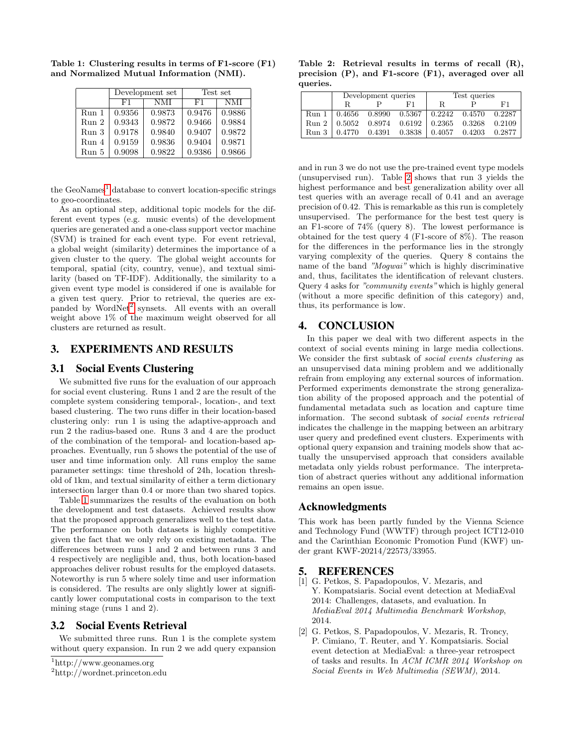**Table 1: Clustering results in terms of F1-score (F1) and Normalized Mutual Information (NMI).**

| | Development set | | Test set | |
|---|---|---|---|---|
| | F1 | NMI | F1 | NMI |
| Run 1 | 0.9356 | 0.9873 | 0.9476 | 0.9886 |
| Run 2 | 0.9343 | 0.9872 | 0.9466 | 0.9884 |
| Run 3 | 0.9178 | 0.9840 | 0.9407 | 0.9872 |
| Run 4 | 0.9159 | 0.9836 | 0.9404 | 0.9871 |
| Run 5 | 0.9098 | 0.9822 | 0.9386 | 0.9866 |

the GeoNames[1] database to convert location-specific strings to geo-coordinates.

As an optional step, additional topic models for the different event types (e.g. music events) of the development queries are generated and a one-class support vector machine (SVM) is trained for each event type. For event retrieval, a global weight (similarity) determines the importance of a given cluster to the query. The global weight accounts for temporal, spatial (city, country, venue), and textual similarity (based on TF-IDF). Additionally, the similarity to a given event type model is considered if one is available for a given test query. Prior to retrieval, the queries are expanded by WordNet[2] synsets. All events with an overall weight above 1% of the maximum weight observed for all clusters are returned as result.

## 3. EXPERIMENTS AND RESULTS

### 3.1 Social Events Clustering

We submitted five runs for the evaluation of our approach for social event clustering. Runs 1 and 2 are the result of the complete system considering temporal-, location-, and text based clustering. The two runs differ in their location-based clustering only: run 1 is using the adaptive-approach and run 2 the radius-based one. Runs 3 and 4 are the product of the combination of the temporal- and location-based approaches. Eventually, run 5 shows the potential of the use of user and time information only. All runs employ the same parameter settings: time threshold of 24h, location threshold of 1km, and textual similarity of either a term dictionary intersection larger than 0.4 or more than two shared topics.

Table 1 summarizes the results of the evaluation on both the development and test datasets. Achieved results show that the proposed approach generalizes well to the test data. The performance on both datasets is highly competitive given the fact that we only rely on existing metadata. The differences between runs 1 and 2 and between runs 3 and 4 respectively are negligible and, thus, both location-based approaches deliver robust results for the employed datasets. Noteworthy is run 5 where solely time and user information is considered. The results are only slightly lower at significantly lower computational costs in comparison to the text mining stage (runs 1 and 2).

### 3.2 Social Events Retrieval

We submitted three runs. Run 1 is the complete system without query expansion. In run 2 we add query expansion

[1]http://www.geonames.org

[2]http://wordnet.princeton.edu

**Table 2: Retrieval results in terms of recall (R), precision (P), and F1-score (F1), averaged over all queries.**

| | Development queries | | | Test queries | | |
|---|---|---|---|---|---|---|
| | R | P | F1 | R | P | F1 |
| Run 1 | 0.4656 | 0.8990 | 0.5367 | 0.2242 | 0.4570 | 0.2287 |
| Run 2 | 0.5052 | 0.8974 | 0.6192 | 0.2365 | 0.3268 | 0.2109 |
| Run 3 | 0.4770 | 0.4391 | 0.3838 | 0.4057 | 0.4203 | 0.2877 |

and in run 3 we do not use the pre-trained event type models (unsupervised run). Table 2 shows that run 3 yields the highest performance and best generalization ability over all test queries with an average recall of 0.41 and an average precision of 0.42. This is remarkable as this run is completely unsupervised. The performance for the best test query is an F1-score of 74% (query 8). The lowest performance is obtained for the test query 4 (F1-score of 8%). The reason for the differences in the performance lies in the strongly varying complexity of the queries. Query 8 contains the name of the band *"Mogwai"* which is highly discriminative and, thus, facilitates the identification of relevant clusters. Query 4 asks for *"community events"* which is highly general (without a more specific definition of this category) and, thus, its performance is low.

## 4. CONCLUSION

In this paper we deal with two different aspects in the context of social events mining in large media collections. We consider the first subtask of *social events clustering* as an unsupervised data mining problem and we additionally refrain from employing any external sources of information. Performed experiments demonstrate the strong generalization ability of the proposed approach and the potential of fundamental metadata such as location and capture time information. The second subtask of *social events retrieval* indicates the challenge in the mapping between an arbitrary user query and predefined event clusters. Experiments with optional query expansion and training models show that actually the unsupervised approach that considers available metadata only yields robust performance. The interpretation of abstract queries without any additional information remains an open issue.

## Acknowledgments

This work has been partly funded by the Vienna Science and Technology Fund (WWTF) through project ICT12-010 and the Carinthian Economic Promotion Fund (KWF) under grant KWF-20214/22573/33955.

## 5. REFERENCES

[1] G. Petkos, S. Papadopoulos, V. Mezaris, and Y. Kompatsiaris. Social event detection at MediaEval 2014: Challenges, datasets, and evaluation. In *MediaEval 2014 Multimedia Benchmark Workshop*, 2014.

[2] G. Petkos, S. Papadopoulos, V. Mezaris, R. Troncy, P. Cimiano, T. Reuter, and Y. Kompatsiaris. Social event detection at MediaEval: a three-year retrospect of tasks and results. In *ACM ICMR 2014 Workshop on Social Events in Web Multimedia (SEWM)*, 2014.